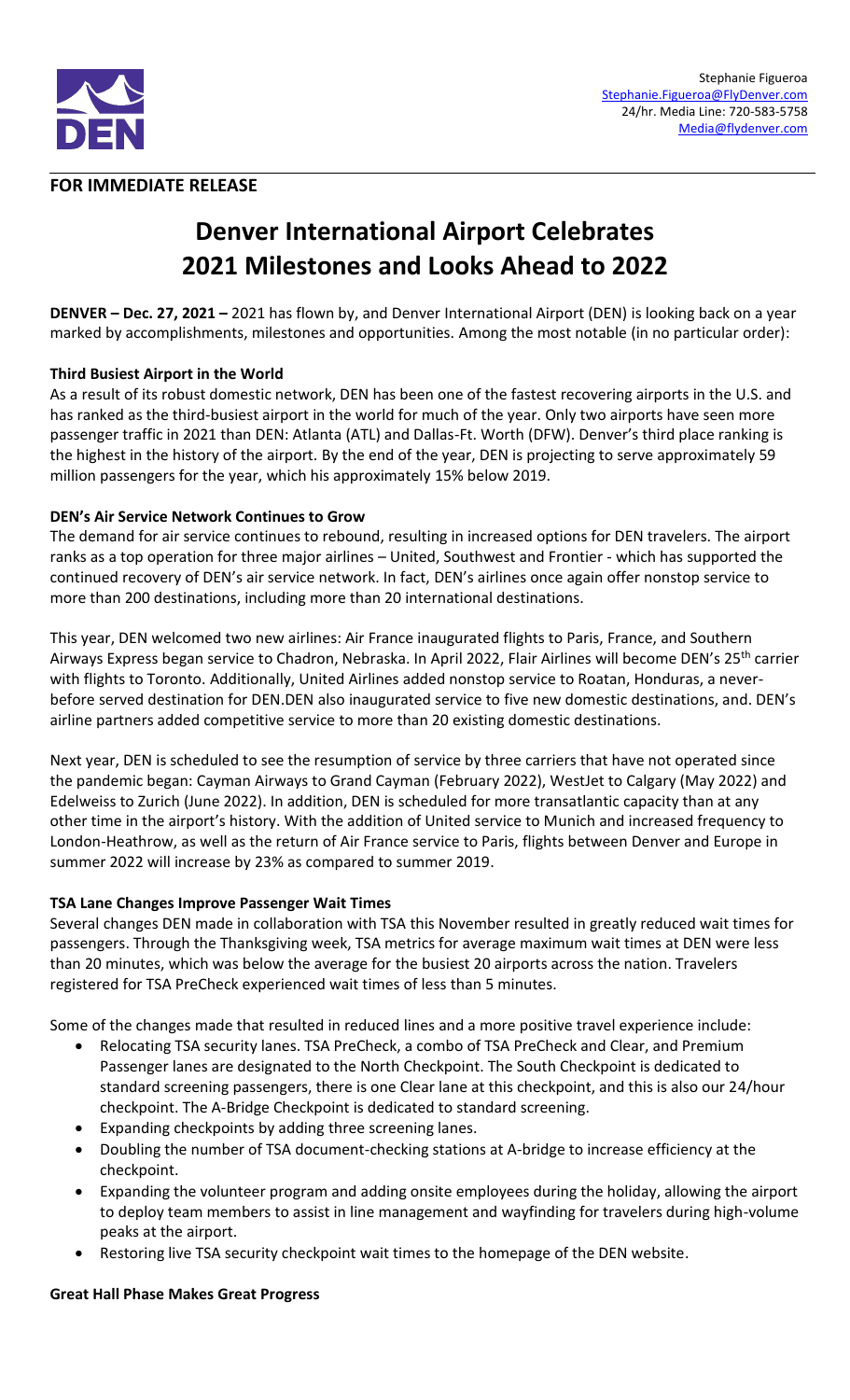Stephanie Figueroa
Stephanie.Figueroa@FlyDenver.com
24/hr. Media Line: 720-583-5758
Media@flydenver.com

**FOR IMMEDIATE RELEASE**

# Denver International Airport Celebrates 2021 Milestones and Looks Ahead to 2022

**DENVER – Dec. 27, 2021 –** 2021 has flown by, and Denver International Airport (DEN) is looking back on a year marked by accomplishments, milestones and opportunities. Among the most notable (in no particular order):

### Third Busiest Airport in the World

As a result of its robust domestic network, DEN has been one of the fastest recovering airports in the U.S. and has ranked as the third-busiest airport in the world for much of the year. Only two airports have seen more passenger traffic in 2021 than DEN: Atlanta (ATL) and Dallas-Ft. Worth (DFW). Denver's third place ranking is the highest in the history of the airport. By the end of the year, DEN is projecting to serve approximately 59 million passengers for the year, which his approximately 15% below 2019.

### DEN's Air Service Network Continues to Grow

The demand for air service continues to rebound, resulting in increased options for DEN travelers. The airport ranks as a top operation for three major airlines – United, Southwest and Frontier - which has supported the continued recovery of DEN's air service network. In fact, DEN's airlines once again offer nonstop service to more than 200 destinations, including more than 20 international destinations.

This year, DEN welcomed two new airlines: Air France inaugurated flights to Paris, France, and Southern Airways Express began service to Chadron, Nebraska. In April 2022, Flair Airlines will become DEN's 25th carrier with flights to Toronto. Additionally, United Airlines added nonstop service to Roatan, Honduras, a never-before served destination for DEN.DEN also inaugurated service to five new domestic destinations, and. DEN's airline partners added competitive service to more than 20 existing domestic destinations.

Next year, DEN is scheduled to see the resumption of service by three carriers that have not operated since the pandemic began: Cayman Airways to Grand Cayman (February 2022), WestJet to Calgary (May 2022) and Edelweiss to Zurich (June 2022). In addition, DEN is scheduled for more transatlantic capacity than at any other time in the airport's history. With the addition of United service to Munich and increased frequency to London-Heathrow, as well as the return of Air France service to Paris, flights between Denver and Europe in summer 2022 will increase by 23% as compared to summer 2019.

### TSA Lane Changes Improve Passenger Wait Times

Several changes DEN made in collaboration with TSA this November resulted in greatly reduced wait times for passengers. Through the Thanksgiving week, TSA metrics for average maximum wait times at DEN were less than 20 minutes, which was below the average for the busiest 20 airports across the nation. Travelers registered for TSA PreCheck experienced wait times of less than 5 minutes.

Some of the changes made that resulted in reduced lines and a more positive travel experience include:

- Relocating TSA security lanes. TSA PreCheck, a combo of TSA PreCheck and Clear, and Premium Passenger lanes are designated to the North Checkpoint. The South Checkpoint is dedicated to standard screening passengers, there is one Clear lane at this checkpoint, and this is also our 24/hour checkpoint. The A-Bridge Checkpoint is dedicated to standard screening.
- Expanding checkpoints by adding three screening lanes.
- Doubling the number of TSA document-checking stations at A-bridge to increase efficiency at the checkpoint.
- Expanding the volunteer program and adding onsite employees during the holiday, allowing the airport to deploy team members to assist in line management and wayfinding for travelers during high-volume peaks at the airport.
- Restoring live TSA security checkpoint wait times to the homepage of the DEN website.

### Great Hall Phase Makes Great Progress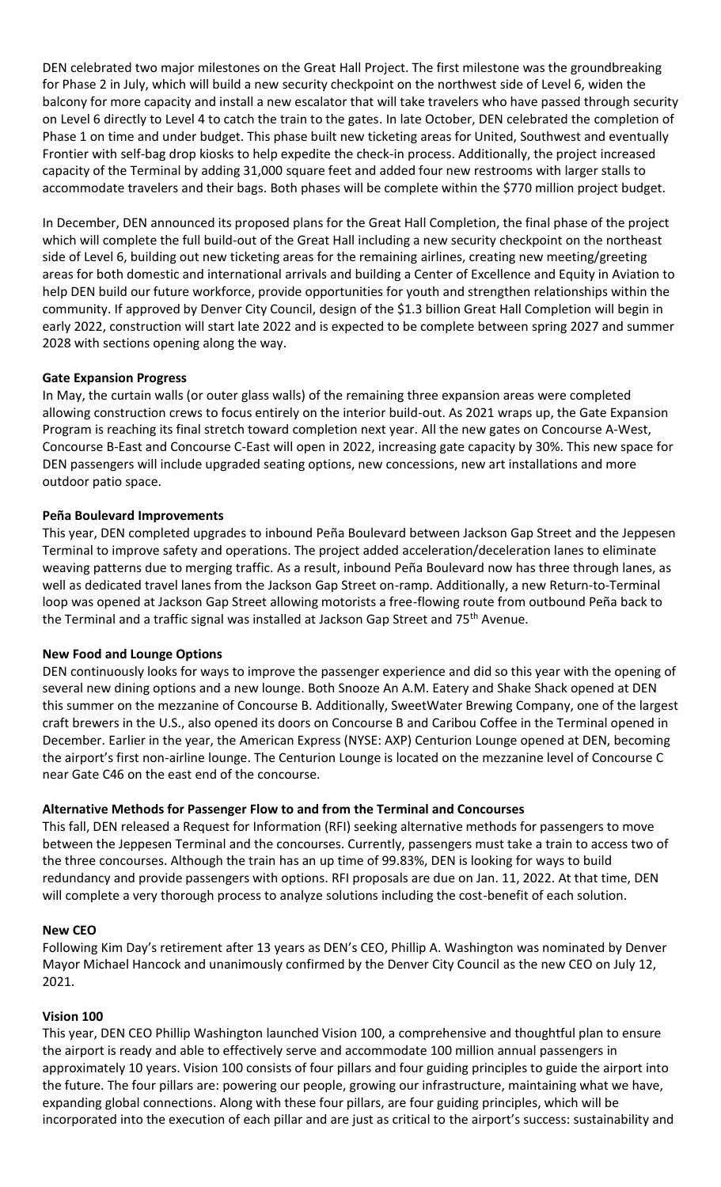DEN celebrated two major milestones on the Great Hall Project. The first milestone was the groundbreaking for Phase 2 in July, which will build a new security checkpoint on the northwest side of Level 6, widen the balcony for more capacity and install a new escalator that will take travelers who have passed through security on Level 6 directly to Level 4 to catch the train to the gates. In late October, DEN celebrated the completion of Phase 1 on time and under budget. This phase built new ticketing areas for United, Southwest and eventually Frontier with self-bag drop kiosks to help expedite the check-in process. Additionally, the project increased capacity of the Terminal by adding 31,000 square feet and added four new restrooms with larger stalls to accommodate travelers and their bags. Both phases will be complete within the $770 million project budget.

In December, DEN announced its proposed plans for the Great Hall Completion, the final phase of the project which will complete the full build-out of the Great Hall including a new security checkpoint on the northeast side of Level 6, building out new ticketing areas for the remaining airlines, creating new meeting/greeting areas for both domestic and international arrivals and building a Center of Excellence and Equity in Aviation to help DEN build our future workforce, provide opportunities for youth and strengthen relationships within the community. If approved by Denver City Council, design of the $1.3 billion Great Hall Completion will begin in early 2022, construction will start late 2022 and is expected to be complete between spring 2027 and summer 2028 with sections opening along the way.

**Gate Expansion Progress**

In May, the curtain walls (or outer glass walls) of the remaining three expansion areas were completed allowing construction crews to focus entirely on the interior build-out. As 2021 wraps up, the Gate Expansion Program is reaching its final stretch toward completion next year. All the new gates on Concourse A-West, Concourse B-East and Concourse C-East will open in 2022, increasing gate capacity by 30%. This new space for DEN passengers will include upgraded seating options, new concessions, new art installations and more outdoor patio space.

**Peña Boulevard Improvements**

This year, DEN completed upgrades to inbound Peña Boulevard between Jackson Gap Street and the Jeppesen Terminal to improve safety and operations. The project added acceleration/deceleration lanes to eliminate weaving patterns due to merging traffic. As a result, inbound Peña Boulevard now has three through lanes, as well as dedicated travel lanes from the Jackson Gap Street on-ramp. Additionally, a new Return-to-Terminal loop was opened at Jackson Gap Street allowing motorists a free-flowing route from outbound Peña back to the Terminal and a traffic signal was installed at Jackson Gap Street and 75th Avenue.

**New Food and Lounge Options**

DEN continuously looks for ways to improve the passenger experience and did so this year with the opening of several new dining options and a new lounge. Both Snooze An A.M. Eatery and Shake Shack opened at DEN this summer on the mezzanine of Concourse B. Additionally, SweetWater Brewing Company, one of the largest craft brewers in the U.S., also opened its doors on Concourse B and Caribou Coffee in the Terminal opened in December. Earlier in the year, the American Express (NYSE: AXP) Centurion Lounge opened at DEN, becoming the airport's first non-airline lounge. The Centurion Lounge is located on the mezzanine level of Concourse C near Gate C46 on the east end of the concourse.

**Alternative Methods for Passenger Flow to and from the Terminal and Concourses**

This fall, DEN released a Request for Information (RFI) seeking alternative methods for passengers to move between the Jeppesen Terminal and the concourses. Currently, passengers must take a train to access two of the three concourses. Although the train has an up time of 99.83%, DEN is looking for ways to build redundancy and provide passengers with options. RFI proposals are due on Jan. 11, 2022. At that time, DEN will complete a very thorough process to analyze solutions including the cost-benefit of each solution.

**New CEO**

Following Kim Day's retirement after 13 years as DEN's CEO, Phillip A. Washington was nominated by Denver Mayor Michael Hancock and unanimously confirmed by the Denver City Council as the new CEO on July 12, 2021.

**Vision 100**

This year, DEN CEO Phillip Washington launched Vision 100, a comprehensive and thoughtful plan to ensure the airport is ready and able to effectively serve and accommodate 100 million annual passengers in approximately 10 years. Vision 100 consists of four pillars and four guiding principles to guide the airport into the future. The four pillars are: powering our people, growing our infrastructure, maintaining what we have, expanding global connections. Along with these four pillars, are four guiding principles, which will be incorporated into the execution of each pillar and are just as critical to the airport's success: sustainability and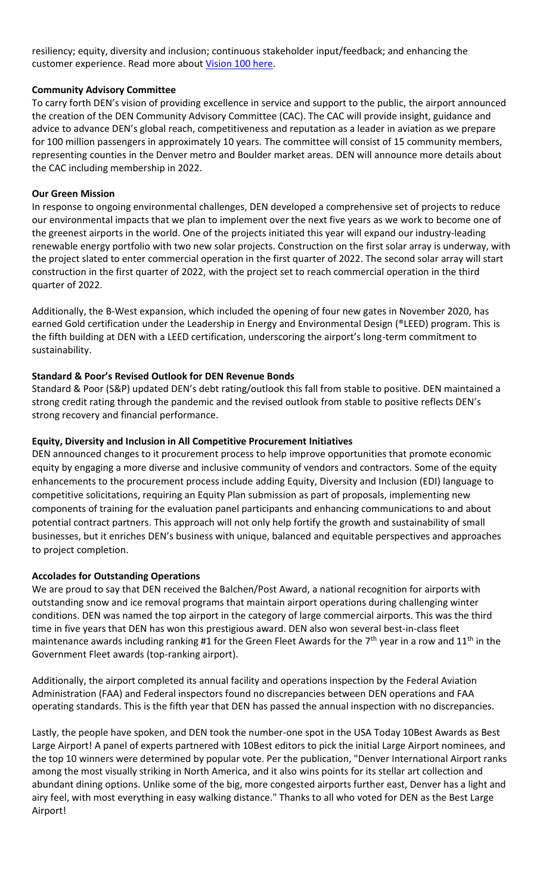resiliency; equity, diversity and inclusion; continuous stakeholder input/feedback; and enhancing the customer experience. Read more about [Vision 100 here](#).

**Community Advisory Committee**

To carry forth DEN's vision of providing excellence in service and support to the public, the airport announced the creation of the DEN Community Advisory Committee (CAC). The CAC will provide insight, guidance and advice to advance DEN's global reach, competitiveness and reputation as a leader in aviation as we prepare for 100 million passengers in approximately 10 years. The committee will consist of 15 community members, representing counties in the Denver metro and Boulder market areas. DEN will announce more details about the CAC including membership in 2022.

**Our Green Mission**

In response to ongoing environmental challenges, DEN developed a comprehensive set of projects to reduce our environmental impacts that we plan to implement over the next five years as we work to become one of the greenest airports in the world. One of the projects initiated this year will expand our industry-leading renewable energy portfolio with two new solar projects. Construction on the first solar array is underway, with the project slated to enter commercial operation in the first quarter of 2022. The second solar array will start construction in the first quarter of 2022, with the project set to reach commercial operation in the third quarter of 2022.

Additionally, the B-West expansion, which included the opening of four new gates in November 2020, has earned Gold certification under the Leadership in Energy and Environmental Design (®LEED) program. This is the fifth building at DEN with a LEED certification, underscoring the airport's long-term commitment to sustainability.

**Standard & Poor's Revised Outlook for DEN Revenue Bonds**

Standard & Poor (S&P) updated DEN's debt rating/outlook this fall from stable to positive. DEN maintained a strong credit rating through the pandemic and the revised outlook from stable to positive reflects DEN's strong recovery and financial performance.

**Equity, Diversity and Inclusion in All Competitive Procurement Initiatives**

DEN announced changes to it procurement process to help improve opportunities that promote economic equity by engaging a more diverse and inclusive community of vendors and contractors. Some of the equity enhancements to the procurement process include adding Equity, Diversity and Inclusion (EDI) language to competitive solicitations, requiring an Equity Plan submission as part of proposals, implementing new components of training for the evaluation panel participants and enhancing communications to and about potential contract partners. This approach will not only help fortify the growth and sustainability of small businesses, but it enriches DEN's business with unique, balanced and equitable perspectives and approaches to project completion.

**Accolades for Outstanding Operations**

We are proud to say that DEN received the Balchen/Post Award, a national recognition for airports with outstanding snow and ice removal programs that maintain airport operations during challenging winter conditions. DEN was named the top airport in the category of large commercial airports. This was the third time in five years that DEN has won this prestigious award. DEN also won several best-in-class fleet maintenance awards including ranking #1 for the Green Fleet Awards for the 7th year in a row and 11th in the Government Fleet awards (top-ranking airport).

Additionally, the airport completed its annual facility and operations inspection by the Federal Aviation Administration (FAA) and Federal inspectors found no discrepancies between DEN operations and FAA operating standards. This is the fifth year that DEN has passed the annual inspection with no discrepancies.

Lastly, the people have spoken, and DEN took the number-one spot in the USA Today 10Best Awards as Best Large Airport! A panel of experts partnered with 10Best editors to pick the initial Large Airport nominees, and the top 10 winners were determined by popular vote. Per the publication, "Denver International Airport ranks among the most visually striking in North America, and it also wins points for its stellar art collection and abundant dining options. Unlike some of the big, more congested airports further east, Denver has a light and airy feel, with most everything in easy walking distance." Thanks to all who voted for DEN as the Best Large Airport!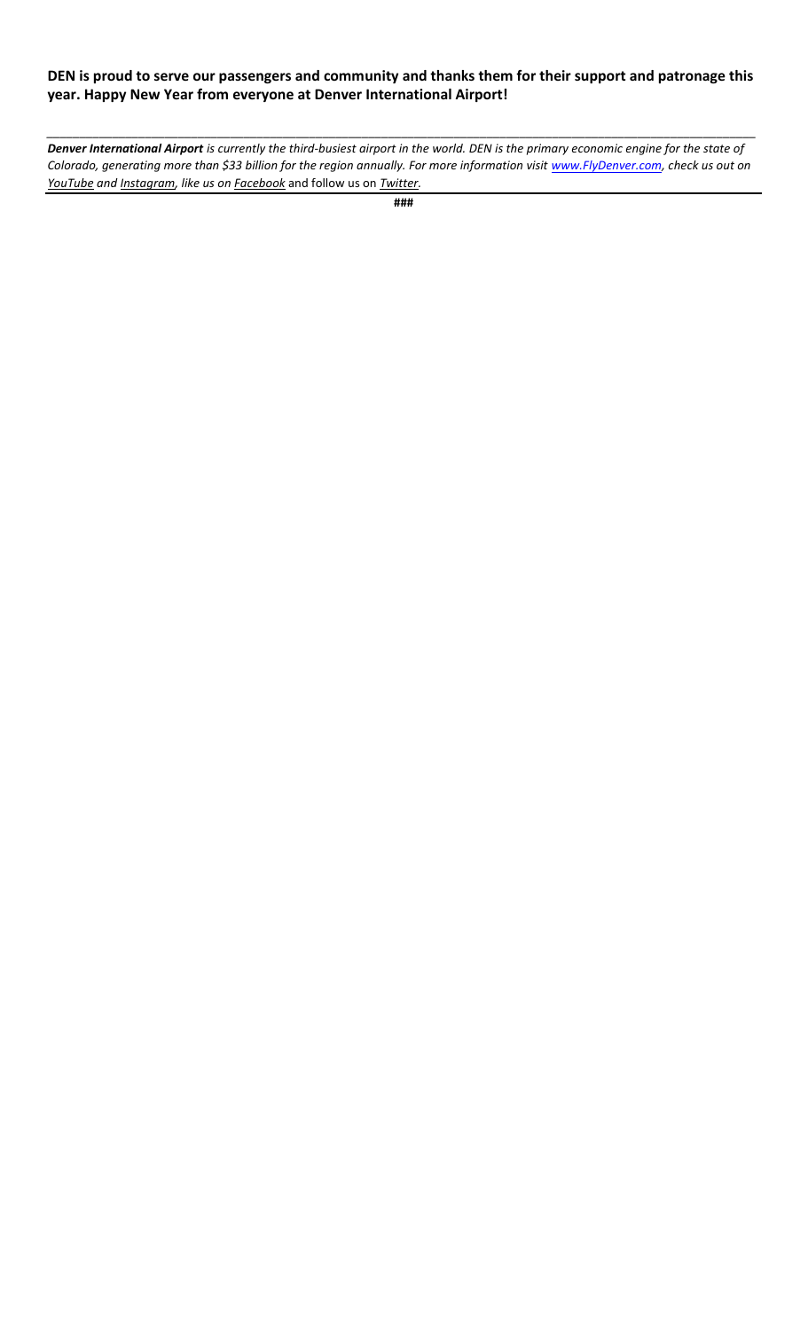**DEN is proud to serve our passengers and community and thanks them for their support and patronage this year. Happy New Year from everyone at Denver International Airport!**

---

***Denver International Airport** is currently the third-busiest airport in the world. DEN is the primary economic engine for the state of Colorado, generating more than $33 billion for the region annually. For more information visit www.FlyDenver.com, check us out on YouTube and Instagram, like us on Facebook* and follow us on *Twitter*.

###